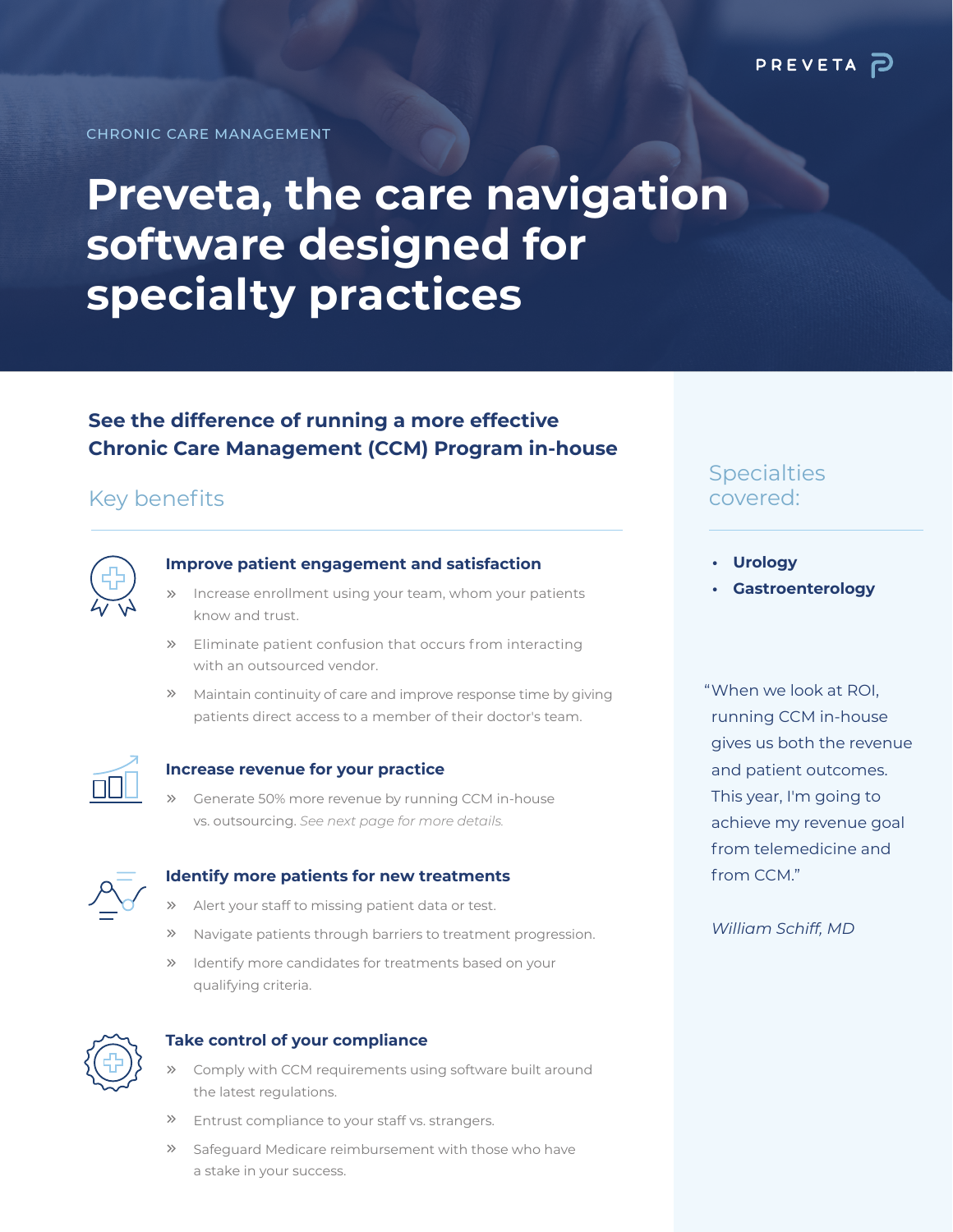PREVETA

CHRONIC CARE MANAGEMENT

# Preveta, the care navigation software designed for specialty practices

## See the difference of running a more effective Chronic Care Management (CCM) Program in-house

### Key benefits

#### Improve patient engagement and satisfaction

- Increase enrollment using your team, whom your patients know and trust.
- Eliminate patient confusion that occurs from interacting with an outsourced vendor.
- Maintain continuity of care and improve response time by giving patients direct access to a member of their doctor's team.

#### Increase revenue for your practice

- Generate 50% more revenue by running CCM in-house vs. outsourcing. *See next page for more details.*

#### Identify more patients for new treatments

- Alert your staff to missing patient data or test.
- Navigate patients through barriers to treatment progression.
- Identify more candidates for treatments based on your qualifying criteria.

#### Take control of your compliance

- Comply with CCM requirements using software built around the latest regulations.
- Entrust compliance to your staff vs. strangers.
- Safeguard Medicare reimbursement with those who have a stake in your success.

### Specialties covered:

- **Urology**
- **Gastroenterology**

"When we look at ROI, running CCM in-house gives us both the revenue and patient outcomes. This year, I'm going to achieve my revenue goal from telemedicine and from CCM."

*William Schiff, MD*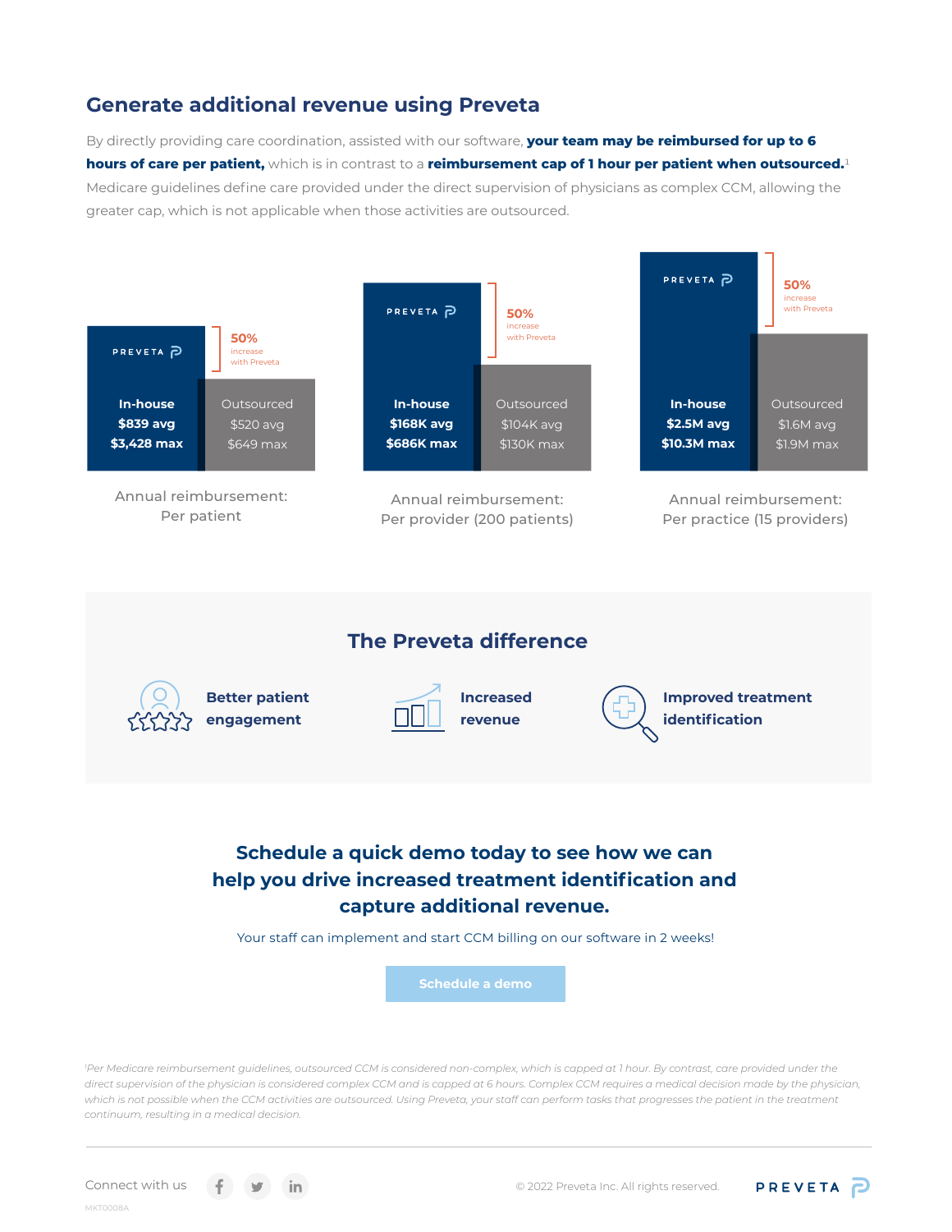## Generate additional revenue using Preveta

By directly providing care coordination, assisted with our software, **your team may be reimbursed for up to 6 hours of care per patient,** which is in contrast to a **reimbursement cap of 1 hour per patient when outsourced.**[1] Medicare guidelines define care provided under the direct supervision of physicians as complex CCM, allowing the greater cap, which is not applicable when those activities are outsourced.

PREVETA

50% increase with Preveta

**In-house**
**$839 avg**
**$3,428 max**

Outsourced
$520 avg
$649 max

Annual reimbursement:
Per patient

PREVETA

50% increase with Preveta

**In-house**
**$168K avg**
**$686K max**

Outsourced
$104K avg
$130K max

Annual reimbursement:
Per provider (200 patients)

PREVETA

50% increase with Preveta

**In-house**
**$2.5M avg**
**$10.3M max**

Outsourced
$1.6M avg
$1.9M max

Annual reimbursement:
Per practice (15 providers)

## The Preveta difference

**Better patient engagement**

**Increased revenue**

**Improved treatment identification**

## Schedule a quick demo today to see how we can help you drive increased treatment identification and capture additional revenue.

Your staff can implement and start CCM billing on our software in 2 weeks!

Schedule a demo

*[1]Per Medicare reimbursement guidelines, outsourced CCM is considered non-complex, which is capped at 1 hour. By contrast, care provided under the direct supervision of the physician is considered complex CCM and is capped at 6 hours. Complex CCM requires a medical decision made by the physician, which is not possible when the CCM activities are outsourced. Using Preveta, your staff can perform tasks that progresses the patient in the treatment continuum, resulting in a medical decision.*

Connect with us

© 2022 Preveta Inc. All rights reserved.

PREVETA

MKT0008A